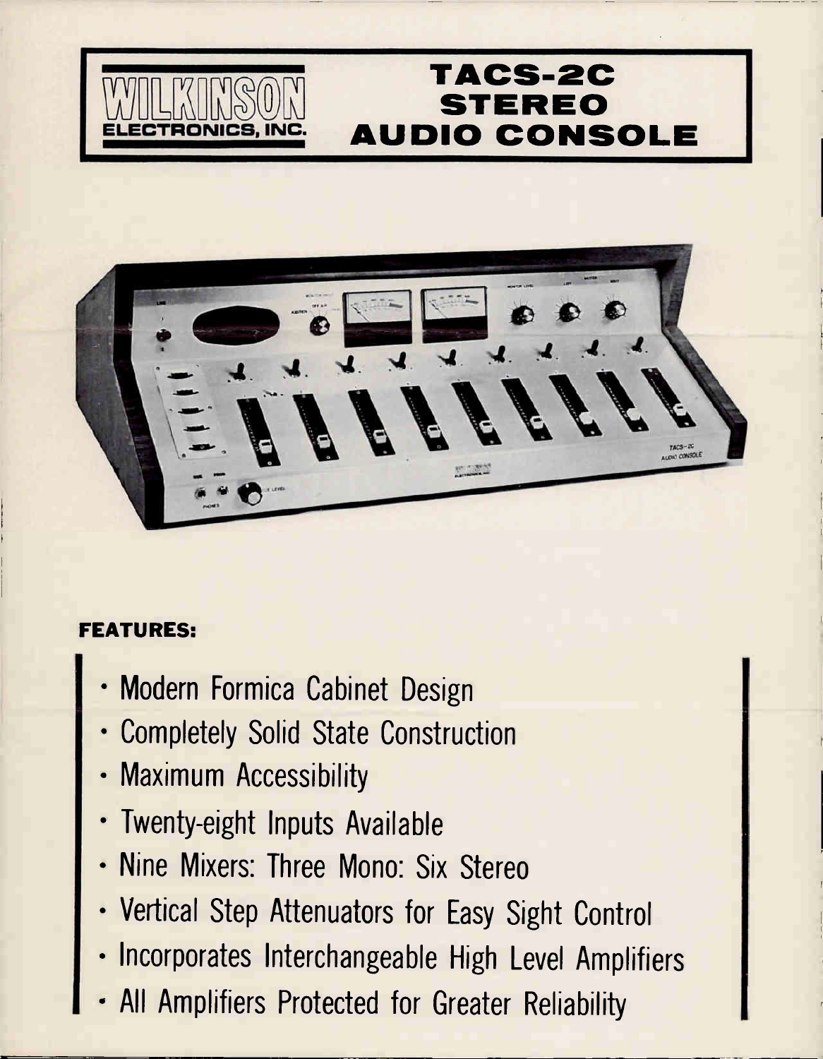# WILKINSON ELECTRONICS, INC.

# TACS-2C STEREO AUDIO CONSOLE

## FEATURES:

- Modern Formica Cabinet Design
- Completely Solid State Construction
- Maximum Accessibility
- Twenty-eight Inputs Available
- Nine Mixers: Three Mono: Six Stereo
- Vertical Step Attenuators for Easy Sight Control
- Incorporates Interchangeable High Level Amplifiers
- All Amplifiers Protected for Greater Reliability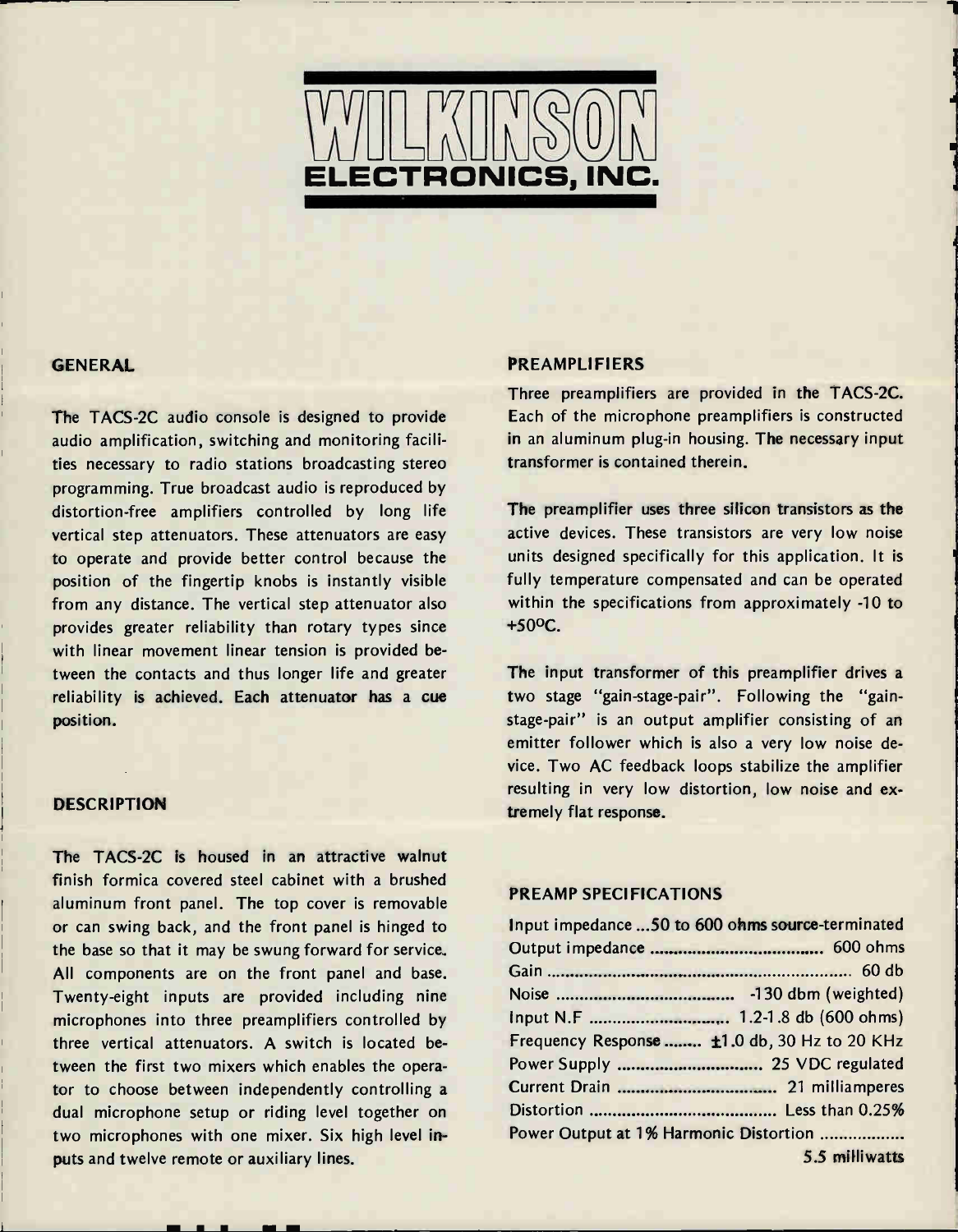# WILKINSON ELECTRONICS, INC.

## GENERAL

The TACS-2C audio console is designed to provide audio amplification, switching and monitoring facilities necessary to radio stations broadcasting stereo programming. True broadcast audio is reproduced by distortion-free amplifiers controlled by long life vertical step attenuators. These attenuators are easy to operate and provide better control because the position of the fingertip knobs is instantly visible from any distance. The vertical step attenuator also provides greater reliability than rotary types since with linear movement linear tension is provided between the contacts and thus longer life and greater reliability is achieved. Each attenuator has a cue position.

## DESCRIPTION

The TACS-2C is housed in an attractive walnut finish formica covered steel cabinet with a brushed aluminum front panel. The top cover is removable or can swing back, and the front panel is hinged to the base so that it may be swung forward for service. All components are on the front panel and base. Twenty-eight inputs are provided including nine microphones into three preamplifiers controlled by three vertical attenuators. A switch is located between the first two mixers which enables the operator to choose between independently controlling a dual microphone setup or riding level together on two microphones with one mixer. Six high level inputs and twelve remote or auxiliary lines.

## PREAMPLIFIERS

Three preamplifiers are provided in the TACS-2C. Each of the microphone preamplifiers is constructed in an aluminum plug-in housing. The necessary input transformer is contained therein.

The preamplifier uses three silicon transistors as the active devices. These transistors are very low noise units designed specifically for this application. It is fully temperature compensated and can be operated within the specifications from approximately -10 to +50°C.

The input transformer of this preamplifier drives a two stage "gain-stage-pair". Following the "gain-stage-pair" is an output amplifier consisting of an emitter follower which is also a very low noise device. Two AC feedback loops stabilize the amplifier resulting in very low distortion, low noise and extremely flat response.

## PREAMP SPECIFICATIONS

| | |
|---|---|
| Input impedance | 50 to 600 ohms source-terminated |
| Output impedance | 600 ohms |
| Gain | 60 db |
| Noise | -130 dbm (weighted) |
| Input N.F | 1.2-1.8 db (600 ohms) |
| Frequency Response | ±1.0 db, 30 Hz to 20 KHz |
| Power Supply | 25 VDC regulated |
| Current Drain | 21 milliamperes |
| Distortion | Less than 0.25% |
| Power Output at 1% Harmonic Distortion | 5.5 milliwatts |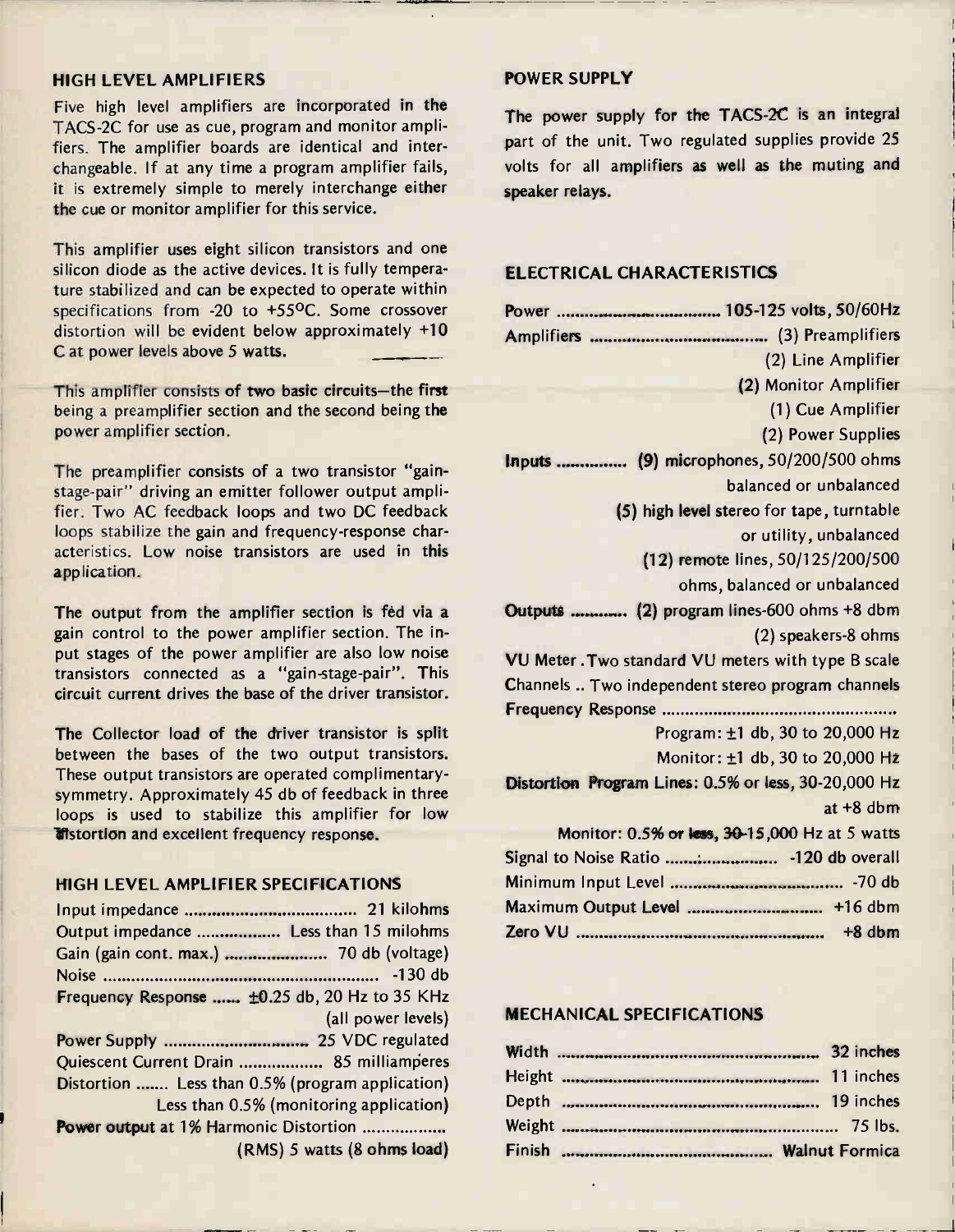## HIGH LEVEL AMPLIFIERS

Five high level amplifiers are incorporated in the TACS-2C for use as cue, program and monitor amplifiers. The amplifier boards are identical and interchangeable. If at any time a program amplifier fails, it is extremely simple to merely interchange either the cue or monitor amplifier for this service.

This amplifier uses eight silicon transistors and one silicon diode as the active devices. It is fully temperature stabilized and can be expected to operate within specifications from -20 to +55°C. Some crossover distortion will be evident below approximately +10 C at power levels above 5 watts.

This amplifier consists of two basic circuits—the first being a preamplifier section and the second being the power amplifier section.

The preamplifier consists of a two transistor "gain-stage-pair" driving an emitter follower output amplifier. Two AC feedback loops and two DC feedback loops stabilize the gain and frequency-response characteristics. Low noise transistors are used in this application.

The output from the amplifier section is fed via a gain control to the power amplifier section. The input stages of the power amplifier are also low noise transistors connected as a "gain-stage-pair". This circuit current drives the base of the driver transistor.

The Collector load of the driver transistor is split between the bases of the two output transistors. These output transistors are operated complimentary-symmetry. Approximately 45 db of feedback in three loops is used to stabilize this amplifier for low distortion and excellent frequency response.

## HIGH LEVEL AMPLIFIER SPECIFICATIONS

Input impedance .................................... 21 kilohms
Output impedance .................. Less than 15 milohms
Gain (gain cont. max.) ...................... 70 db (voltage)
Noise .......................................................... -130 db
Frequency Response ...... ±0.25 db, 20 Hz to 35 KHz (all power levels)
Power Supply ............................... 25 VDC regulated
Quiescent Current Drain .................. 85 milliamperes
Distortion ....... Less than 0.5% (program application)
Less than 0.5% (monitoring application)
Power output at 1% Harmonic Distortion ..................
(RMS) 5 watts (8 ohms load)

## POWER SUPPLY

The power supply for the TACS-2C is an integral part of the unit. Two regulated supplies provide 25 volts for all amplifiers as well as the muting and speaker relays.

## ELECTRICAL CHARACTERISTICS

Power .................................... 105-125 volts, 50/60Hz
Amplifiers ....................................... (3) Preamplifiers
(2) Line Amplifier
(2) Monitor Amplifier
(1) Cue Amplifier
(2) Power Supplies
Inputs .............. (9) microphones, 50/200/500 ohms balanced or unbalanced
(5) high level stereo for tape, turntable or utility, unbalanced
(12) remote lines, 50/125/200/500 ohms, balanced or unbalanced
Outputs ........... (2) program lines-600 ohms +8 dbm
(2) speakers-8 ohms
VU Meter . Two standard VU meters with type B scale
Channels .. Two independent stereo program channels
Frequency Response ...............................................
Program: ±1 db, 30 to 20,000 Hz
Monitor: ±1 db, 30 to 20,000 Hz
Distortion Program Lines: 0.5% or less, 30-20,000 Hz at +8 dbm
Monitor: 0.5% or less, 30-15,000 Hz at 5 watts
Signal to Noise Ratio ................................ -120 db overall
Minimum Input Level ..................................... -70 db
Maximum Output Level ............................ +16 dbm
Zero VU ..................................................... +8 dbm

## MECHANICAL SPECIFICATIONS

Width ........................................................ 32 inches
Height ........................................................ 11 inches
Depth ........................................................ 19 inches
Weight ........................................................... 75 lbs.
Finish ........................................... Walnut Formica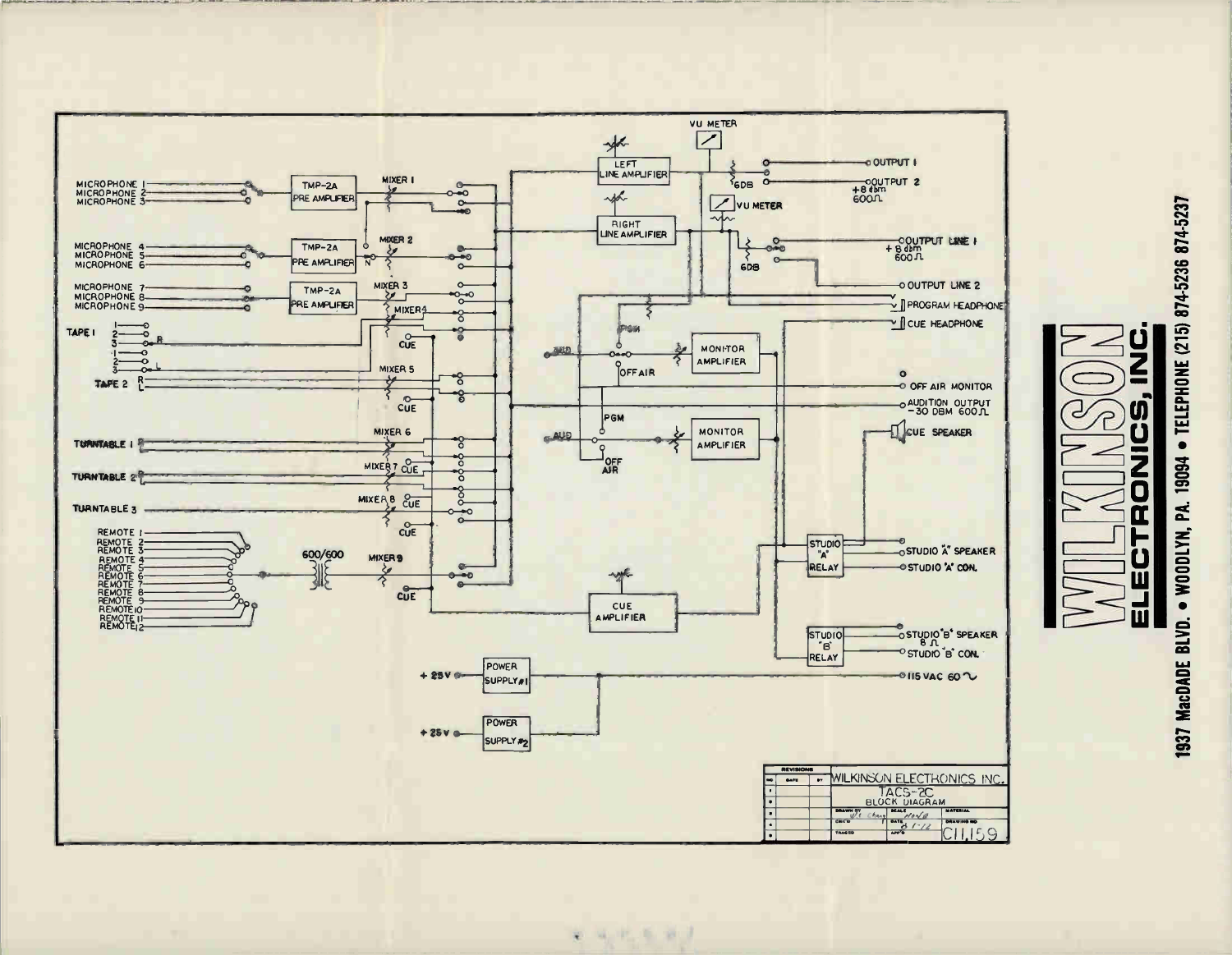MICROPHONE 1
MICROPHONE 2
MICROPHONE 3
MICROPHONE 4
MICROPHONE 5
MICROPHONE 6
MICROPHONE 7
MICROPHONE 8
MICROPHONE 9

TMP-2A PRE AMPLIFIER

TMP-2A PRE AMPLIFIER

TMP-2A PRE AMPLIFIER

MIXER 1
MIXER 2
MIXER 3
MIXER 4
MIXER 5
MIXER 6
MIXER 7
MIXER 8
MIXER 9

TAPE 1
TAPE 2
TURNTABLE 1
TURNTABLE 2
TURNTABLE 3

REMOTE 1
REMOTE 2
REMOTE 3
REMOTE 4
REMOTE 5
REMOTE 6
REMOTE 7
REMOTE 8
REMOTE 9
REMOTE 10
REMOTE 11
REMOTE 12

600/600

CUE

VU METER

LEFT LINE AMPLIFIER

RIGHT LINE AMPLIFIER

6DB

OUTPUT 1

OUTPUT 2 +8 dbm 600Ω

OUTPUT LINE 1 +8 dbm 600Ω

OUTPUT LINE 2

PROGRAM HEADPHONE

CUE HEADPHONE

AUD / PGM / OFF AIR

MONITOR AMPLIFIER

MONITOR AMPLIFIER

OFF AIR MONITOR

AUDITION OUTPUT -30 DBM 600Ω

CUE SPEAKER

CUE AMPLIFIER

STUDIO "A" RELAY

STUDIO "A" SPEAKER

STUDIO "A" CON.

STUDIO "B" RELAY

STUDIO "B" SPEAKER 8Ω

STUDIO "B" CON.

+25V POWER SUPPLY #1

+25V POWER SUPPLY #2

115 VAC 60 ~

WILKINSON ELECTRONICS INC.
TACS-2C
BLOCK DIAGRAM
DRAWING NO. C11,159

**WILKINSON ELECTRONICS, INC.**

1937 MacDADE BLVD. • WOODLYN, PA. 19094 • TELEPHONE (215) 874-5236 874-5237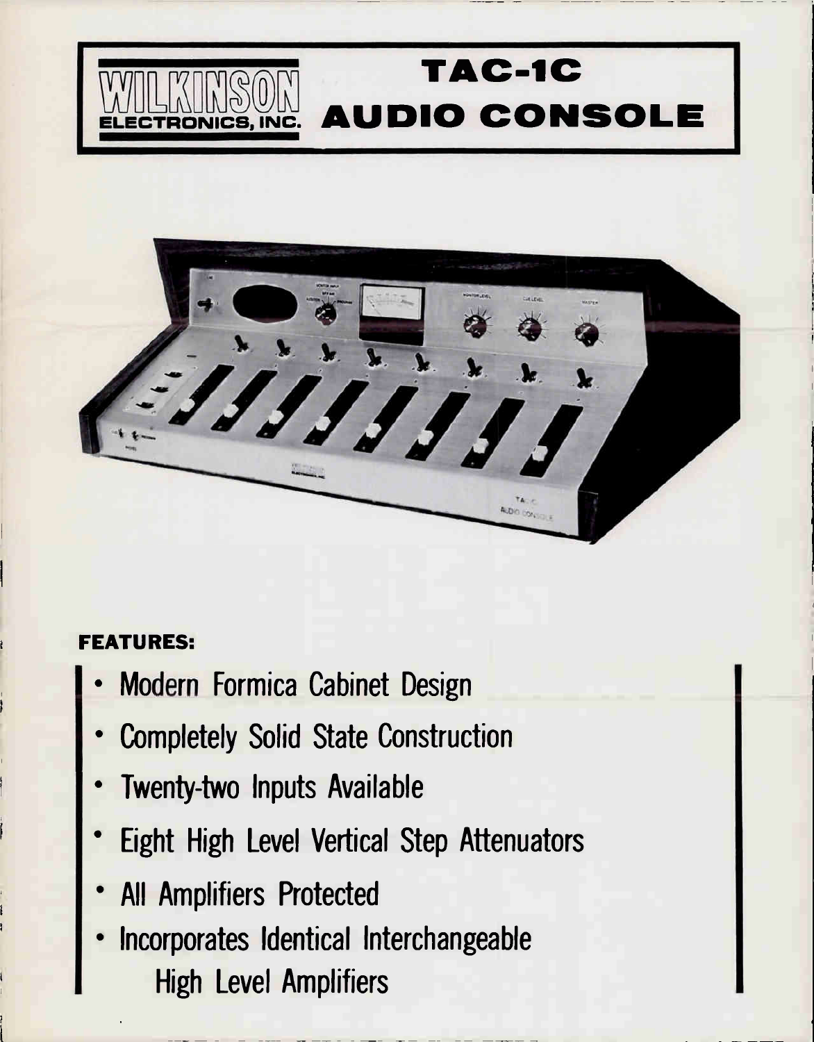# WILKINSON ELECTRONICS, INC.

# TAC-1C AUDIO CONSOLE

**FEATURES:**

- Modern Formica Cabinet Design
- Completely Solid State Construction
- Twenty-two Inputs Available
- Eight High Level Vertical Step Attenuators
- All Amplifiers Protected
- Incorporates Identical Interchangeable High Level Amplifiers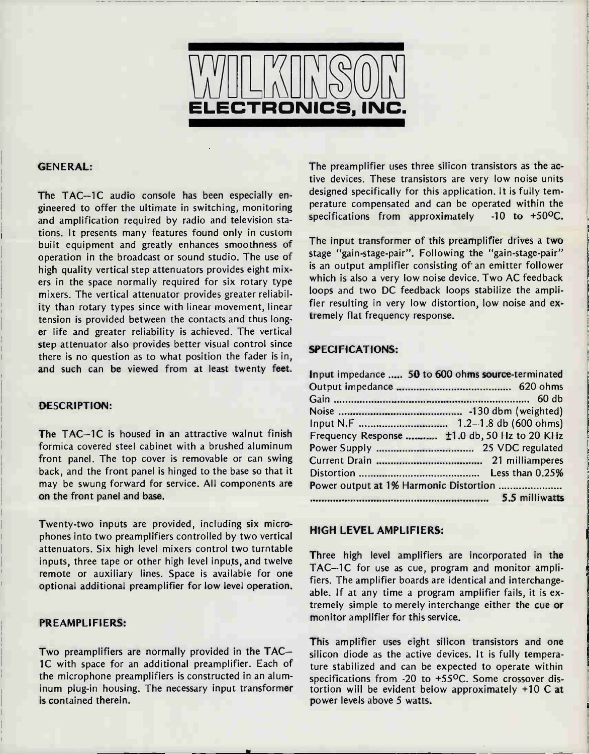# WILKINSON ELECTRONICS, INC.

## GENERAL:

The TAC–1C audio console has been especially engineered to offer the ultimate in switching, monitoring and amplification required by radio and television stations. It presents many features found only in custom built equipment and greatly enhances smoothness of operation in the broadcast or sound studio. The use of high quality vertical step attenuators provides eight mixers in the space normally required for six rotary type mixers. The vertical attenuator provides greater reliability than rotary types since with linear movement, linear tension is provided between the contacts and thus longer life and greater reliability is achieved. The vertical step attenuator also provides better visual control since there is no question as to what position the fader is in, and such can be viewed from at least twenty feet.

## DESCRIPTION:

The TAC–1C is housed in an attractive walnut finish formica covered steel cabinet with a brushed aluminum front panel. The top cover is removable or can swing back, and the front panel is hinged to the base so that it may be swung forward for service. All components are on the front panel and base.

Twenty-two inputs are provided, including six microphones into two preamplifiers controlled by two vertical attenuators. Six high level mixers control two turntable inputs, three tape or other high level inputs, and twelve remote or auxiliary lines. Space is available for one optional additional preamplifier for low level operation.

## PREAMPLIFIERS:

Two preamplifiers are normally provided in the TAC–1C with space for an additional preamplifier. Each of the microphone preamplifiers is constructed in an aluminum plug-in housing. The necessary input transformer is contained therein.

The preamplifier uses three silicon transistors as the active devices. These transistors are very low noise units designed specifically for this application. It is fully temperature compensated and can be operated within the specifications from approximately -10 to +50°C.

The input transformer of this preamplifier drives a two stage "gain-stage-pair". Following the "gain-stage-pair" is an output amplifier consisting of an emitter follower which is also a very low noise device. Two AC feedback loops and two DC feedback loops stabilize the amplifier resulting in very low distortion, low noise and extremely flat frequency response.

## SPECIFICATIONS:

| | |
|---|---|
| Input impedance | 50 to 600 ohms source-terminated |
| Output impedance | 620 ohms |
| Gain | 60 db |
| Noise | -130 dbm (weighted) |
| Input N.F | 1.2–1.8 db (600 ohms) |
| Frequency Response | ±1.0 db, 50 Hz to 20 KHz |
| Power Supply | 25 VDC regulated |
| Current Drain | 21 milliamperes |
| Distortion | Less than 0.25% |
| Power output at 1% Harmonic Distortion | 5.5 milliwatts |

## HIGH LEVEL AMPLIFIERS:

Three high level amplifiers are incorporated in the TAC–1C for use as cue, program and monitor amplifiers. The amplifier boards are identical and interchangeable. If at any time a program amplifier fails, it is extremely simple to merely interchange either the cue or monitor amplifier for this service.

This amplifier uses eight silicon transistors and one silicon diode as the active devices. It is fully temperature stabilized and can be expected to operate within specifications from -20 to +55°C. Some crossover distortion will be evident below approximately +10 C at power levels above 5 watts.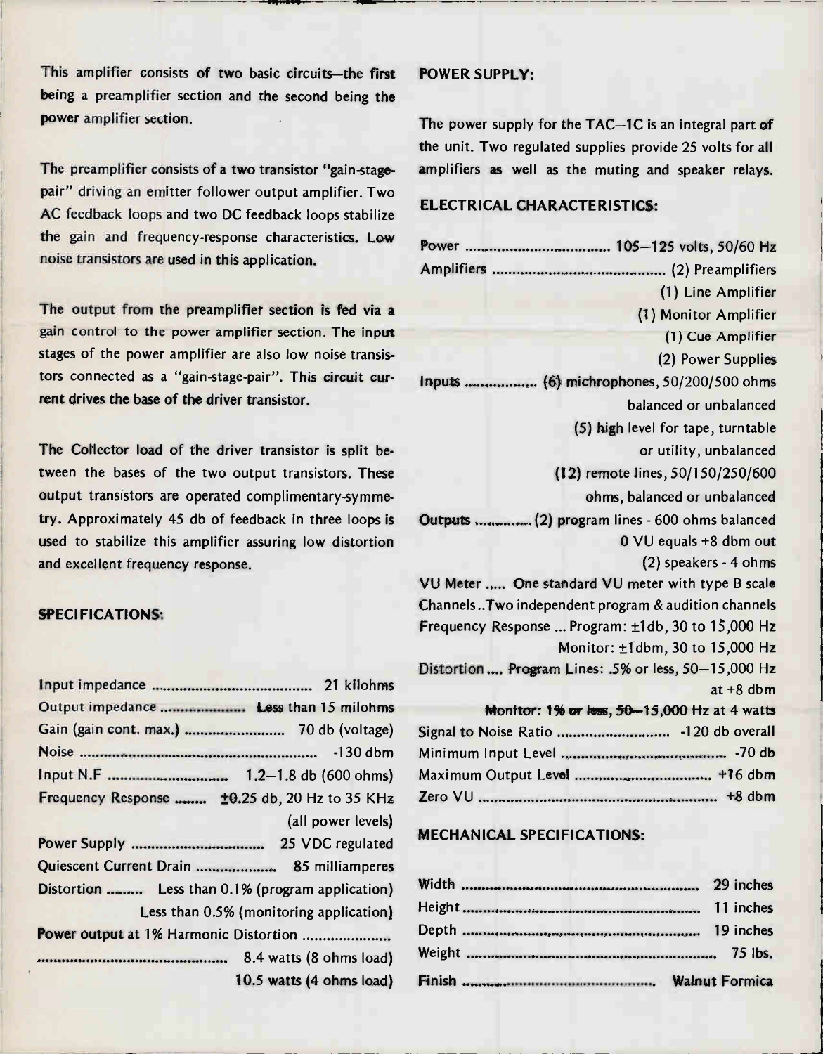This amplifier consists of two basic circuits—the first being a preamplifier section and the second being the power amplifier section.

The preamplifier consists of a two transistor "gain-stage-pair" driving an emitter follower output amplifier. Two AC feedback loops and two DC feedback loops stabilize the gain and frequency-response characteristics. Low noise transistors are used in this application.

The output from the preamplifier section is fed via a gain control to the power amplifier section. The input stages of the power amplifier are also low noise transistors connected as a "gain-stage-pair". This circuit current drives the base of the driver transistor.

The Collector load of the driver transistor is split between the bases of the two output transistors. These output transistors are operated complimentary-symmetry. Approximately 45 db of feedback in three loops is used to stabilize this amplifier assuring low distortion and excellent frequency response.

## SPECIFICATIONS:

| | |
|---|---|
| Input impedance | 21 kilohms |
| Output impedance | Less than 15 milohms |
| Gain (gain cont. max.) | 70 db (voltage) |
| Noise | -130 dbm |
| Input N.F | 1.2–1.8 db (600 ohms) |
| Frequency Response | ±0.25 db, 20 Hz to 35 KHz (all power levels) |
| Power Supply | 25 VDC regulated |
| Quiescent Current Drain | 85 milliamperes |
| Distortion | Less than 0.1% (program application) Less than 0.5% (monitoring application) |
| Power output at 1% Harmonic Distortion | 8.4 watts (8 ohms load) 10.5 watts (4 ohms load) |

## POWER SUPPLY:

The power supply for the TAC–1C is an integral part of the unit. Two regulated supplies provide 25 volts for all amplifiers as well as the muting and speaker relays.

## ELECTRICAL CHARACTERISTICS:

| | |
|---|---|
| Power | 105–125 volts, 50/60 Hz |
| Amplifiers | (2) Preamplifiers (1) Line Amplifier (1) Monitor Amplifier (1) Cue Amplifier (2) Power Supplies |
| Inputs | (6) microphones, 50/200/500 ohms balanced or unbalanced (5) high level for tape, turntable or utility, unbalanced (12) remote lines, 50/150/250/600 ohms, balanced or unbalanced |
| Outputs | (2) program lines - 600 ohms balanced 0 VU equals +8 dbm out (2) speakers - 4 ohms |
| VU Meter | One standard VU meter with type B scale |
| Channels | Two independent program & audition channels |
| Frequency Response | Program: ±1db, 30 to 15,000 Hz Monitor: ±1dbm, 30 to 15,000 Hz |
| Distortion | Program Lines: .5% or less, 50–15,000 Hz at +8 dbm Monitor: 1% or less, 50–15,000 Hz at 4 watts |
| Signal to Noise Ratio | -120 db overall |
| Minimum Input Level | -70 db |
| Maximum Output Level | +16 dbm |
| Zero VU | +8 dbm |

## MECHANICAL SPECIFICATIONS:

| | |
|---|---|
| Width | 29 inches |
| Height | 11 inches |
| Depth | 19 inches |
| Weight | 75 lbs. |
| Finish | Walnut Formica |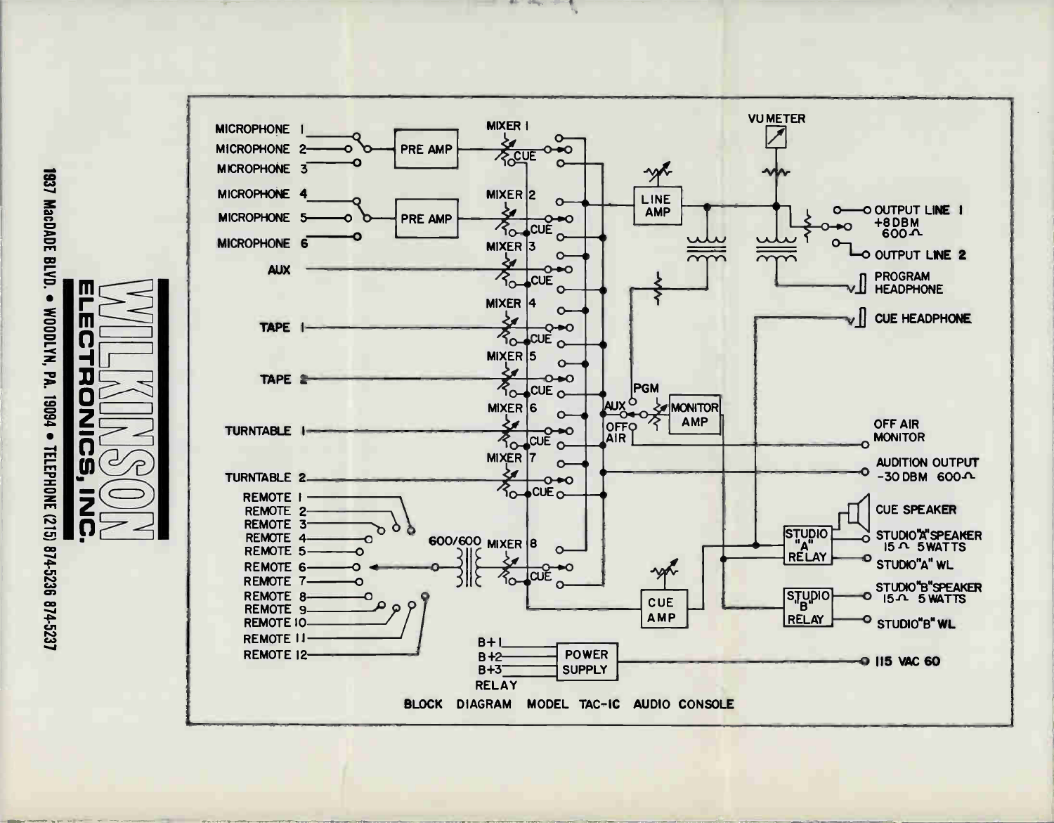# WILKINSON ELECTRONICS, INC.

1937 MacDADE BLVD. • WOODLYN, PA. 19094 • TELEPHONE (215) 874-5236 874-5237

MICROPHONE 1
MICROPHONE 2
MICROPHONE 3
MICROPHONE 4
MICROPHONE 5
MICROPHONE 6
AUX
TAPE 1
TAPE 2
TURNTABLE 1
TURNTABLE 2
REMOTE 1
REMOTE 2
REMOTE 3
REMOTE 4
REMOTE 5
REMOTE 6
REMOTE 7
REMOTE 8
REMOTE 9
REMOTE 10
REMOTE 11
REMOTE 12

PRE AMP
PRE AMP

MIXER 1
MIXER 2
MIXER 3
MIXER 4
MIXER 5
MIXER 6
MIXER 7
MIXER 8
CUE

600/600

VU METER
LINE AMP

OUTPUT LINE 1
+8 DBM
600 Ω
OUTPUT LINE 2
PROGRAM HEADPHONE
CUE HEADPHONE

PGM
AUX
OFF AIR
MONITOR AMP

OFF AIR MONITOR
AUDITION OUTPUT
-30 DBM 600 Ω

CUE SPEAKER
STUDIO "A" RELAY
STUDIO "A" SPEAKER 15 Ω 5 WATTS
STUDIO "A" WL
STUDIO "B" RELAY
STUDIO "B" SPEAKER 15 Ω 5 WATTS
STUDIO "B" WL

CUE AMP

B+1
B+2
B+3
RELAY
POWER SUPPLY
115 VAC 60

BLOCK DIAGRAM MODEL TAC-1C AUDIO CONSOLE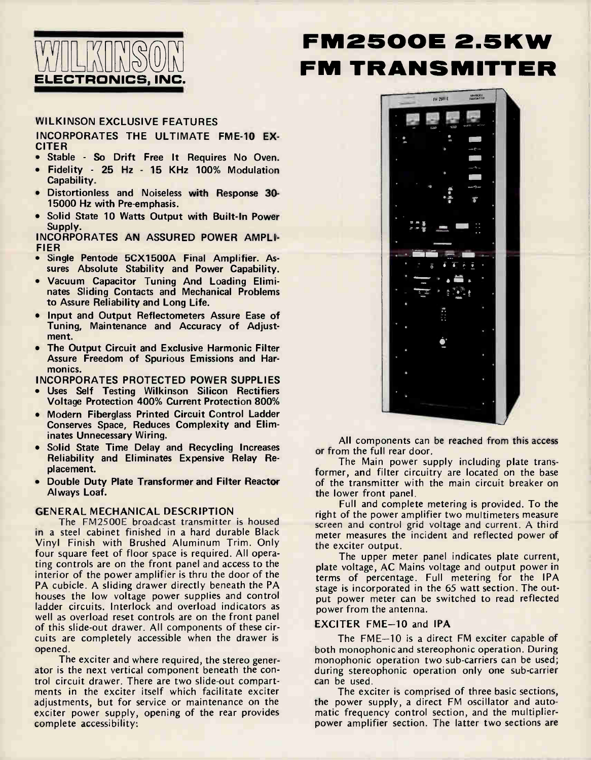# WILKINSON ELECTRONICS, INC.

# FM2500E 2.5KW FM TRANSMITTER

## WILKINSON EXCLUSIVE FEATURES

### INCORPORATES THE ULTIMATE FME-10 EXCITER

- Stable - So Drift Free It Requires No Oven.
- Fidelity - 25 Hz - 15 KHz 100% Modulation Capability.
- Distortionless and Noiseless with Response 30-15000 Hz with Pre-emphasis.
- Solid State 10 Watts Output with Built-In Power Supply.

### INCORPORATES AN ASSURED POWER AMPLIFIER

- Single Pentode 5CX1500A Final Amplifier. Assures Absolute Stability and Power Capability.
- Vacuum Capacitor Tuning And Loading Eliminates Sliding Contacts and Mechanical Problems to Assure Reliability and Long Life.
- Input and Output Reflectometers Assure Ease of Tuning, Maintenance and Accuracy of Adjustment.
- The Output Circuit and Exclusive Harmonic Filter Assure Freedom of Spurious Emissions and Harmonics.

### INCORPORATES PROTECTED POWER SUPPLIES

- Uses Self Testing Wilkinson Silicon Rectifiers Voltage Protection 400% Current Protection 800%
- Modern Fiberglass Printed Circuit Control Ladder Conserves Space, Reduces Complexity and Eliminates Unnecessary Wiring.
- Solid State Time Delay and Recycling Increases Reliability and Eliminates Expensive Relay Replacement.
- Double Duty Plate Transformer and Filter Reactor Always Loaf.

## GENERAL MECHANICAL DESCRIPTION

The FM2500E broadcast transmitter is housed in a steel cabinet finished in a hard durable Black Vinyl Finish with Brushed Aluminum Trim. Only four square feet of floor space is required. All operating controls are on the front panel and access to the interior of the power amplifier is thru the door of the PA cubicle. A sliding drawer directly beneath the PA houses the low voltage power supplies and control ladder circuits. Interlock and overload indicators as well as overload reset controls are on the front panel of this slide-out drawer. All components of these circuits are completely accessible when the drawer is opened.

The exciter and where required, the stereo generator is the next vertical component beneath the control circuit drawer. There are two slide-out compartments in the exciter itself which facilitate exciter adjustments, but for service or maintenance on the exciter power supply, opening of the rear provides complete accessibility:

All components can be reached from this access or from the full rear door.

The Main power supply including plate transformer, and filter circuitry are located on the base of the transmitter with the main circuit breaker on the lower front panel.

Full and complete metering is provided. To the right of the power amplifier two multimeters measure screen and control grid voltage and current. A third meter measures the incident and reflected power of the exciter output.

The upper meter panel indicates plate current, plate voltage, AC Mains voltage and output power in terms of percentage. Full metering for the IPA stage is incorporated in the 65 watt section. The output power meter can be switched to read reflected power from the antenna.

## EXCITER FME–10 and IPA

The FME–10 is a direct FM exciter capable of both monophonic and stereophonic operation. During monophonic operation two sub-carriers can be used; during stereophonic operation only one sub-carrier can be used.

The exciter is comprised of three basic sections, the power supply, a direct FM oscillator and automatic frequency control section, and the multiplier-power amplifier section. The latter two sections are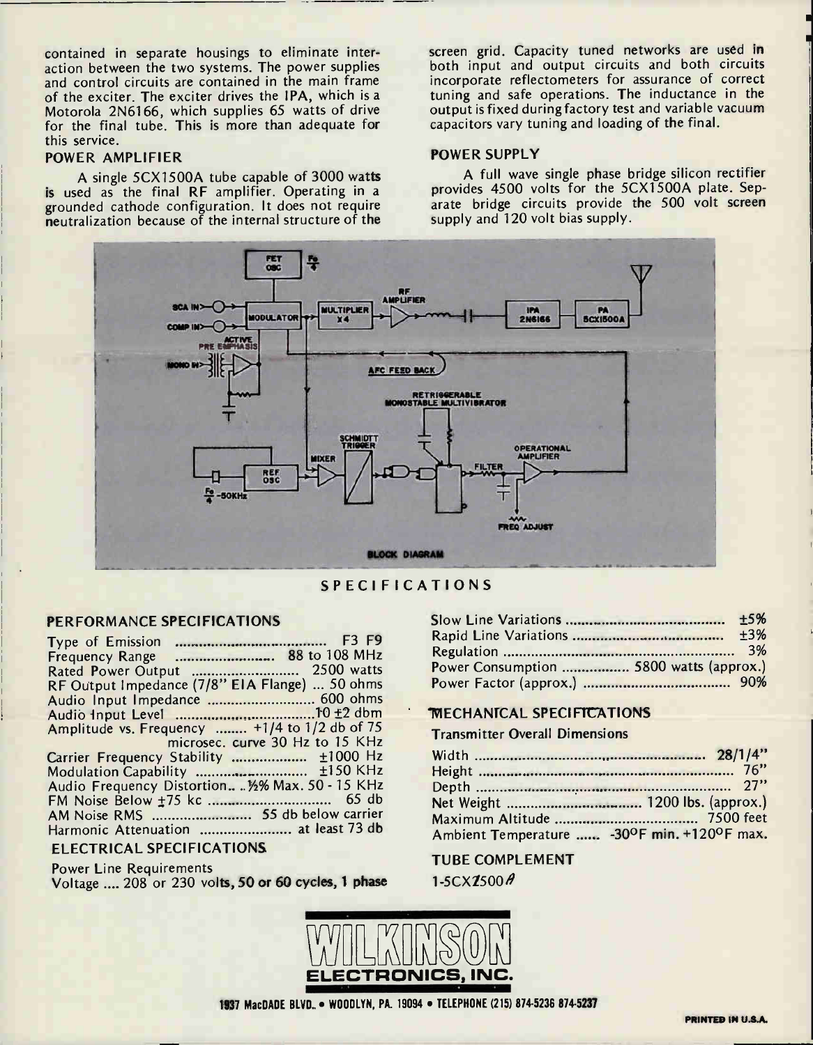contained in separate housings to eliminate interaction between the two systems. The power supplies and control circuits are contained in the main frame of the exciter. The exciter drives the IPA, which is a Motorola 2N6166, which supplies 65 watts of drive for the final tube. This is more than adequate for this service.

## POWER AMPLIFIER

A single 5CX1500A tube capable of 3000 watts is used as the final RF amplifier. Operating in a grounded cathode configuration. It does not require neutralization because of the internal structure of the screen grid. Capacity tuned networks are used in both input and output circuits and both circuits incorporate reflectometers for assurance of correct tuning and safe operations. The inductance in the output is fixed during factory test and variable vacuum capacitors vary tuning and loading of the final.

## POWER SUPPLY

A full wave single phase bridge silicon rectifier provides 4500 volts for the 5CX1500A plate. Separate bridge circuits provide the 500 volt screen supply and 120 volt bias supply.

BLOCK DIAGRAM

# SPECIFICATIONS

## PERFORMANCE SPECIFICATIONS

| | |
|---|---|
| Type of Emission | F3 F9 |
| Frequency Range | 88 to 108 MHz |
| Rated Power Output | 2500 watts |
| RF Output Impedance (7/8" EIA Flange) | 50 ohms |
| Audio Input Impedance | 600 ohms |
| Audio Input Level | +10 ±2 dbm |
| Amplitude vs. Frequency | +1/4 to 1/2 db of 75 microsec. curve 30 Hz to 15 KHz |
| Carrier Frequency Stability | ±1000 Hz |
| Modulation Capability | ±150 KHz |
| Audio Frequency Distortion | ½% Max. 50 - 15 KHz |
| FM Noise Below ±75 kc | 65 db |
| AM Noise RMS | 55 db below carrier |
| Harmonic Attenuation | at least 73 db |

## ELECTRICAL SPECIFICATIONS

Power Line Requirements

| | |
|---|---|
| Voltage | 208 or 230 volts, 50 or 60 cycles, 1 phase |
| Slow Line Variations | ±5% |
| Rapid Line Variations | ±3% |
| Regulation | 3% |
| Power Consumption | 5800 watts (approx.) |
| Power Factor (approx.) | 90% |

## MECHANICAL SPECIFICATIONS

Transmitter Overall Dimensions

| | |
|---|---|
| Width | 28/1/4" |
| Height | 76" |
| Depth | 27" |
| Net Weight | 1200 lbs. (approx.) |
| Maximum Altitude | 7500 feet |
| Ambient Temperature | -30°F min. +120°F max. |

## TUBE COMPLEMENT

1-5CX1500A

**WILKINSON ELECTRONICS, INC.**

1937 MacDADE BLVD. • WOODLYN, PA. 19094 • TELEPHONE (215) 874-5236 874-5237

PRINTED IN U.S.A.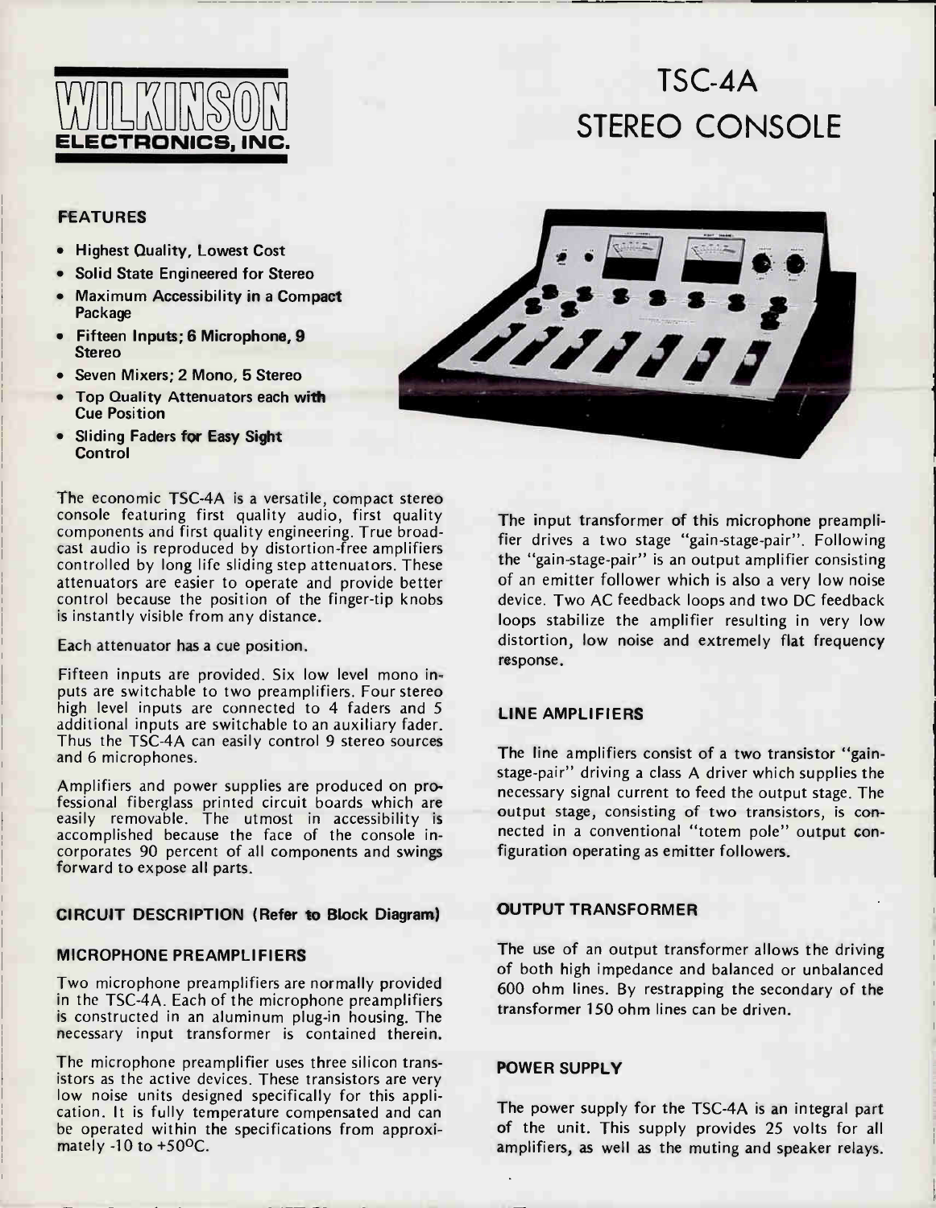# WILKINSON ELECTRONICS, INC.

# TSC-4A STEREO CONSOLE

### FEATURES

- Highest Quality, Lowest Cost
- Solid State Engineered for Stereo
- Maximum Accessibility in a Compact Package
- Fifteen Inputs; 6 Microphone, 9 Stereo
- Seven Mixers; 2 Mono, 5 Stereo
- Top Quality Attenuators each with Cue Position
- Sliding Faders for Easy Sight Control

The economic TSC-4A is a versatile, compact stereo console featuring first quality audio, first quality components and first quality engineering. True broadcast audio is reproduced by distortion-free amplifiers controlled by long life sliding step attenuators. These attenuators are easier to operate and provide better control because the position of the finger-tip knobs is instantly visible from any distance.

Each attenuator has a cue position.

Fifteen inputs are provided. Six low level mono inputs are switchable to two preamplifiers. Four stereo high level inputs are connected to 4 faders and 5 additional inputs are switchable to an auxiliary fader. Thus the TSC-4A can easily control 9 stereo sources and 6 microphones.

Amplifiers and power supplies are produced on professional fiberglass printed circuit boards which are easily removable. The utmost in accessibility is accomplished because the face of the console incorporates 90 percent of all components and swings forward to expose all parts.

### CIRCUIT DESCRIPTION (Refer to Block Diagram)

### MICROPHONE PREAMPLIFIERS

Two microphone preamplifiers are normally provided in the TSC-4A. Each of the microphone preamplifiers is constructed in an aluminum plug-in housing. The necessary input transformer is contained therein.

The microphone preamplifier uses three silicon transistors as the active devices. These transistors are very low noise units designed specifically for this application. It is fully temperature compensated and can be operated within the specifications from approximately -10 to +50$^{\circ}$C.

The input transformer of this microphone preamplifier drives a two stage "gain-stage-pair". Following the "gain-stage-pair" is an output amplifier consisting of an emitter follower which is also a very low noise device. Two AC feedback loops and two DC feedback loops stabilize the amplifier resulting in very low distortion, low noise and extremely flat frequency response.

### LINE AMPLIFIERS

The line amplifiers consist of a two transistor "gain-stage-pair" driving a class A driver which supplies the necessary signal current to feed the output stage. The output stage, consisting of two transistors, is connected in a conventional "totem pole" output configuration operating as emitter followers.

### OUTPUT TRANSFORMER

The use of an output transformer allows the driving of both high impedance and balanced or unbalanced 600 ohm lines. By restrapping the secondary of the transformer 150 ohm lines can be driven.

### POWER SUPPLY

The power supply for the TSC-4A is an integral part of the unit. This supply provides 25 volts for all amplifiers, as well as the muting and speaker relays.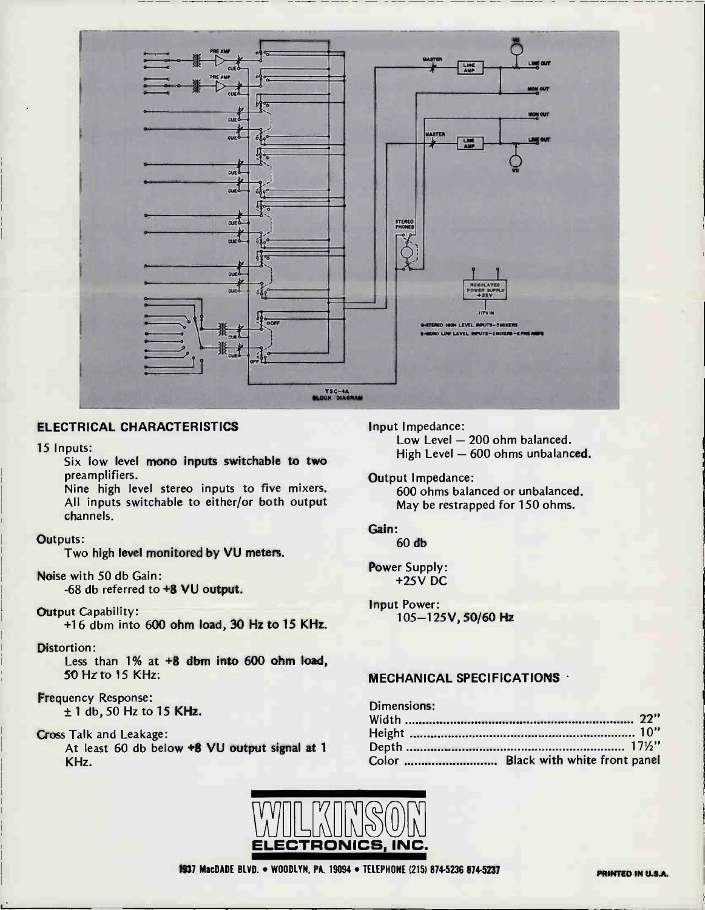TSC-4A
BLOCK DIAGRAM

## ELECTRICAL CHARACTERISTICS

15 Inputs:
: Six low level mono inputs switchable to two preamplifiers.
: Nine high level stereo inputs to five mixers. All inputs switchable to either/or both output channels.

Outputs:
: Two high level monitored by VU meters.

Noise with 50 db Gain:
: -68 db referred to +8 VU output.

Output Capability:
: +16 dbm into 600 ohm load, 30 Hz to 15 KHz.

Distortion:
: Less than 1% at +8 dbm into 600 ohm load, 50 Hz to 15 KHz.

Frequency Response:
: ± 1 db, 50 Hz to 15 KHz.

Cross Talk and Leakage:
: At least 60 db below +8 VU output signal at 1 KHz.

Input Impedance:
: Low Level — 200 ohm balanced.
: High Level — 600 ohms unbalanced.

Output Impedance:
: 600 ohms balanced or unbalanced.
: May be restrapped for 150 ohms.

Gain:
: 60 db

Power Supply:
: +25V DC

Input Power:
: 105—125V, 50/60 Hz

## MECHANICAL SPECIFICATIONS

Dimensions:

| | |
|---|---|
| Width | 22" |
| Height | 10" |
| Depth | 17½" |
| Color | Black with white front panel |

**WILKINSON ELECTRONICS, INC.**

1937 MacDADE BLVD. • WOODLYN, PA. 19094 • TELEPHONE (215) 874-5236 874-5237

PRINTED IN U.S.A.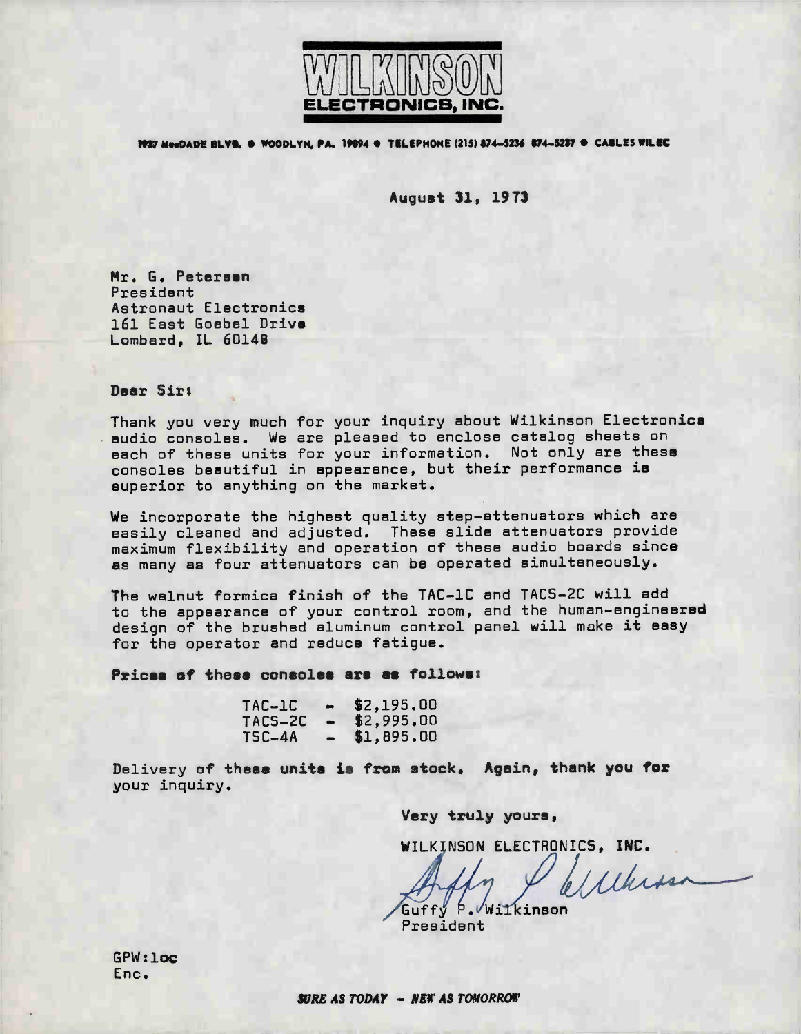# WILKINSON ELECTRONICS, INC.

1937 MacDADE BLVD. • WOODLYN, PA. 19094 • TELEPHONE (215) 874-5236 874-5237 • CABLES WILEC

August 31, 1973

Mr. G. Petersen
President
Astronaut Electronics
161 East Goebel Drive
Lombard, IL 60148

Dear Sir:

Thank you very much for your inquiry about Wilkinson Electronics audio consoles. We are pleased to enclose catalog sheets on each of these units for your information. Not only are these consoles beautiful in appearance, but their performance is superior to anything on the market.

We incorporate the highest quality step-attenuators which are easily cleaned and adjusted. These slide attenuators provide maximum flexibility and operation of these audio boards since as many as four attenuators can be operated simultaneously.

The walnut formica finish of the TAC-1C and TACS-2C will add to the appearance of your control room, and the human-engineered design of the brushed aluminum control panel will make it easy for the operator and reduce fatigue.

Prices of these consoles are as follows:

| | | |
|---|---|---|
| TAC-1C | - | $2,195.00 |
| TACS-2C | - | $2,995.00 |
| TSC-4A | - | $1,895.00 |

Delivery of these units is from stock. Again, thank you for your inquiry.

Very truly yours,

WILKINSON ELECTRONICS, INC.

Guffy P. Wilkinson
President

GPW:loc
Enc.

*SURE AS TODAY – NEW AS TOMORROW*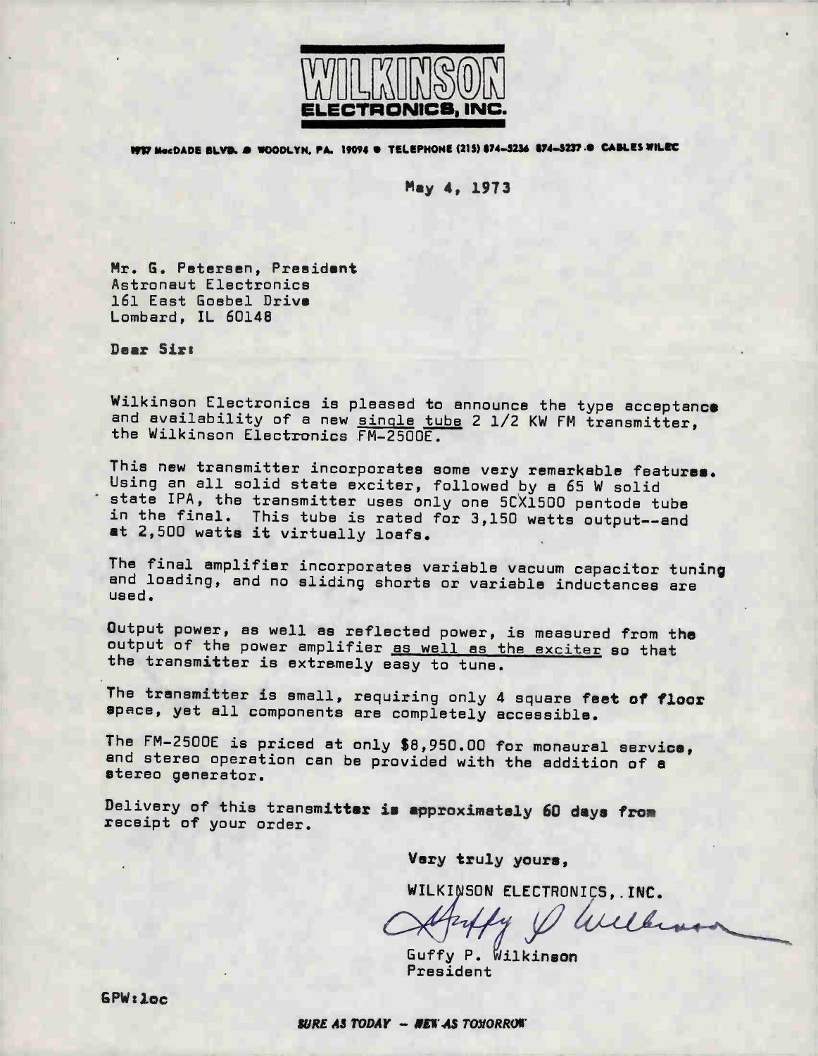# WILKINSON ELECTRONICS, INC.

1937 MacDADE BLVD. • WOODLYN, PA. 19094 • TELEPHONE (215) 874-5236 874-5237 • CABLES WILEC

May 4, 1973

Mr. G. Petersen, President
Astronaut Electronics
161 East Goebel Drive
Lombard, IL 60148

Dear Sir:

Wilkinson Electronics is pleased to announce the type acceptance and availability of a new single tube 2 1/2 KW FM transmitter, the Wilkinson Electronics FM-2500E.

This new transmitter incorporates some very remarkable features. Using an all solid state exciter, followed by a 65 W solid state IPA, the transmitter uses only one 5CX1500 pentode tube in the final. This tube is rated for 3,150 watts output--and at 2,500 watts it virtually loafs.

The final amplifier incorporates variable vacuum capacitor tuning and loading, and no sliding shorts or variable inductances are used.

Output power, as well as reflected power, is measured from the output of the power amplifier as well as the exciter so that the transmitter is extremely easy to tune.

The transmitter is small, requiring only 4 square feet of floor space, yet all components are completely accessible.

The FM-2500E is priced at only $8,950.00 for monaural service, and stereo operation can be provided with the addition of a stereo generator.

Delivery of this transmitter is approximately 60 days from receipt of your order.

Very truly yours,

WILKINSON ELECTRONICS, INC.

Guffy P. Wilkinson
President

GPW:loc

*SURE AS TODAY — NEW AS TOMORROW*